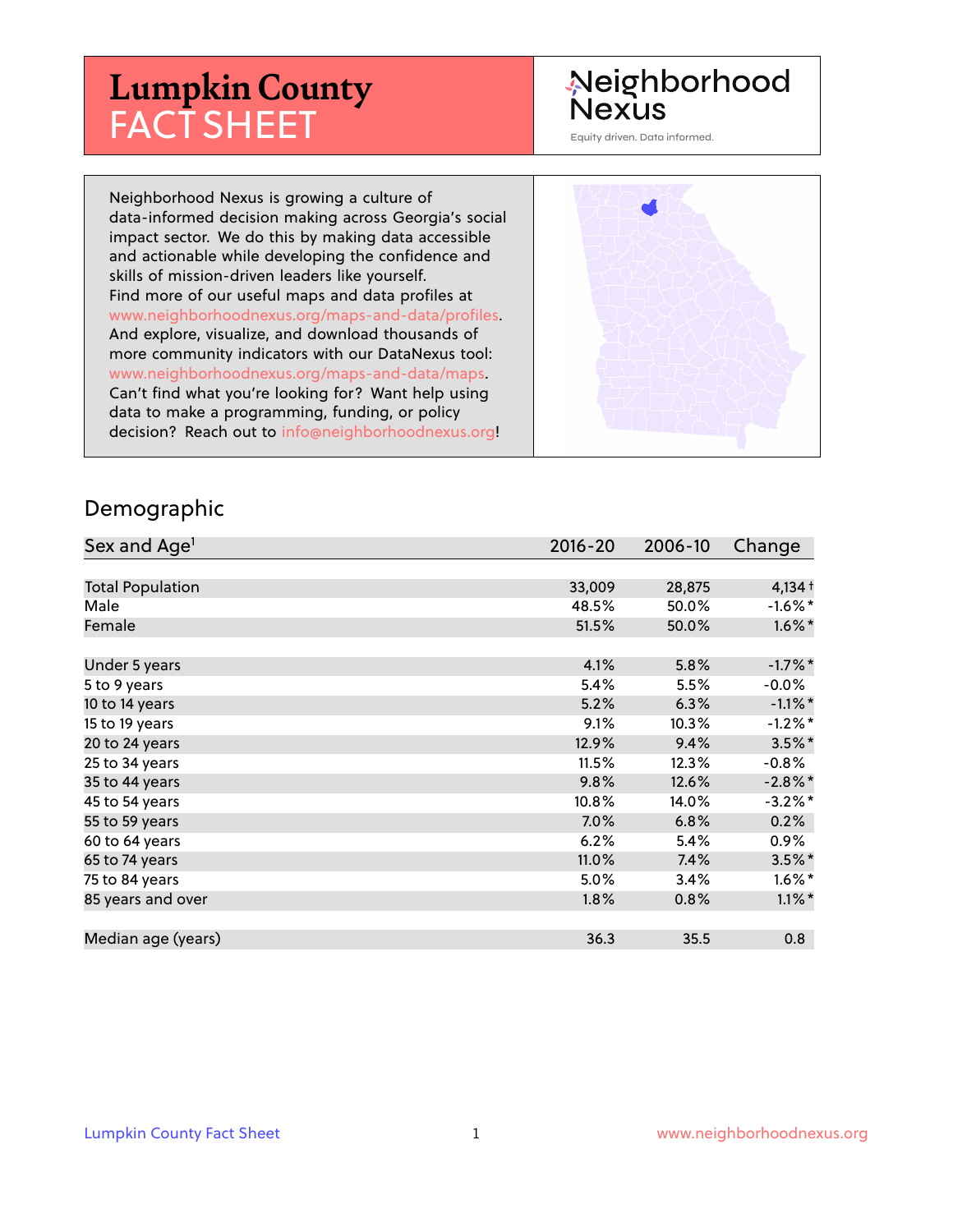# Lumpkin County FACT SHEET

Neighborhood Nexus
Equity driven. Data informed.

Neighborhood Nexus is growing a culture of data-informed decision making across Georgia's social impact sector. We do this by making data accessible and actionable while developing the confidence and skills of mission-driven leaders like yourself. Find more of our useful maps and data profiles at www.neighborhoodnexus.org/maps-and-data/profiles. And explore, visualize, and download thousands of more community indicators with our DataNexus tool: www.neighborhoodnexus.org/maps-and-data/maps. Can't find what you're looking for? Want help using data to make a programming, funding, or policy decision? Reach out to info@neighborhoodnexus.org!

## Demographic

| Sex and Age[1] | 2016-20 | 2006-10 | Change |
|---|---|---|---|
| Total Population | 33,009 | 28,875 | 4,134 † |
| Male | 48.5% | 50.0% | -1.6%* |
| Female | 51.5% | 50.0% | 1.6%* |
| Under 5 years | 4.1% | 5.8% | -1.7%* |
| 5 to 9 years | 5.4% | 5.5% | -0.0% |
| 10 to 14 years | 5.2% | 6.3% | -1.1%* |
| 15 to 19 years | 9.1% | 10.3% | -1.2%* |
| 20 to 24 years | 12.9% | 9.4% | 3.5%* |
| 25 to 34 years | 11.5% | 12.3% | -0.8% |
| 35 to 44 years | 9.8% | 12.6% | -2.8%* |
| 45 to 54 years | 10.8% | 14.0% | -3.2%* |
| 55 to 59 years | 7.0% | 6.8% | 0.2% |
| 60 to 64 years | 6.2% | 5.4% | 0.9% |
| 65 to 74 years | 11.0% | 7.4% | 3.5%* |
| 75 to 84 years | 5.0% | 3.4% | 1.6%* |
| 85 years and over | 1.8% | 0.8% | 1.1%* |
| Median age (years) | 36.3 | 35.5 | 0.8 |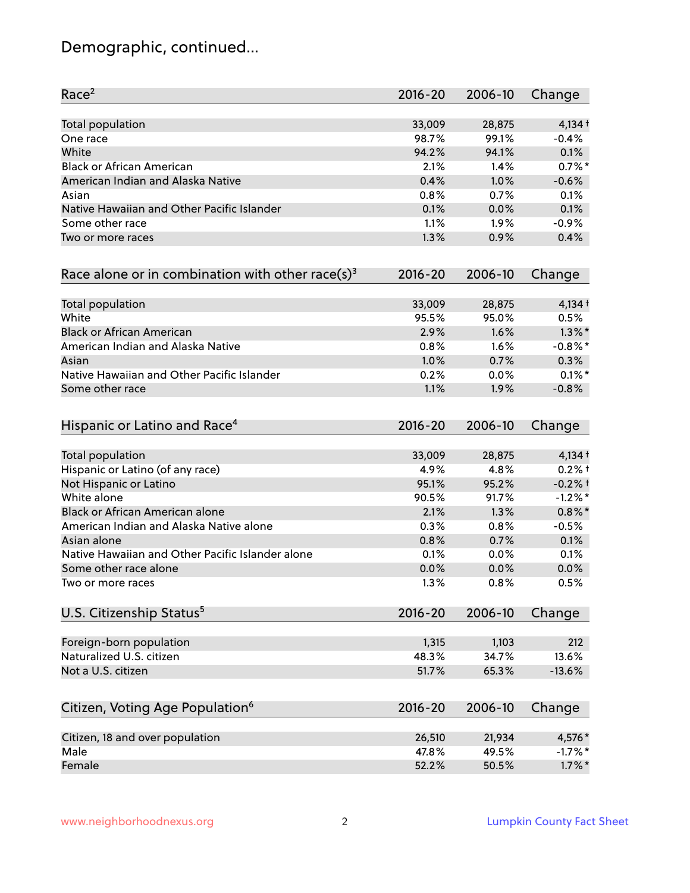# Demographic, continued...

| Race[2] | 2016-20 | 2006-10 | Change |
|---|---|---|---|
| Total population | 33,009 | 28,875 | 4,134 † |
| One race | 98.7% | 99.1% | -0.4% |
| White | 94.2% | 94.1% | 0.1% |
| Black or African American | 2.1% | 1.4% | 0.7% * |
| American Indian and Alaska Native | 0.4% | 1.0% | -0.6% |
| Asian | 0.8% | 0.7% | 0.1% |
| Native Hawaiian and Other Pacific Islander | 0.1% | 0.0% | 0.1% |
| Some other race | 1.1% | 1.9% | -0.9% |
| Two or more races | 1.3% | 0.9% | 0.4% |

| Race alone or in combination with other race(s)[3] | 2016-20 | 2006-10 | Change |
|---|---|---|---|
| Total population | 33,009 | 28,875 | 4,134 † |
| White | 95.5% | 95.0% | 0.5% |
| Black or African American | 2.9% | 1.6% | 1.3% * |
| American Indian and Alaska Native | 0.8% | 1.6% | -0.8% * |
| Asian | 1.0% | 0.7% | 0.3% |
| Native Hawaiian and Other Pacific Islander | 0.2% | 0.0% | 0.1% * |
| Some other race | 1.1% | 1.9% | -0.8% |

| Hispanic or Latino and Race[4] | 2016-20 | 2006-10 | Change |
|---|---|---|---|
| Total population | 33,009 | 28,875 | 4,134 † |
| Hispanic or Latino (of any race) | 4.9% | 4.8% | 0.2% † |
| Not Hispanic or Latino | 95.1% | 95.2% | -0.2% † |
| White alone | 90.5% | 91.7% | -1.2% * |
| Black or African American alone | 2.1% | 1.3% | 0.8% * |
| American Indian and Alaska Native alone | 0.3% | 0.8% | -0.5% |
| Asian alone | 0.8% | 0.7% | 0.1% |
| Native Hawaiian and Other Pacific Islander alone | 0.1% | 0.0% | 0.1% |
| Some other race alone | 0.0% | 0.0% | 0.0% |
| Two or more races | 1.3% | 0.8% | 0.5% |

| U.S. Citizenship Status[5] | 2016-20 | 2006-10 | Change |
|---|---|---|---|
| Foreign-born population | 1,315 | 1,103 | 212 |
| Naturalized U.S. citizen | 48.3% | 34.7% | 13.6% |
| Not a U.S. citizen | 51.7% | 65.3% | -13.6% |

| Citizen, Voting Age Population[6] | 2016-20 | 2006-10 | Change |
|---|---|---|---|
| Citizen, 18 and over population | 26,510 | 21,934 | 4,576 * |
| Male | 47.8% | 49.5% | -1.7% * |
| Female | 52.2% | 50.5% | 1.7% * |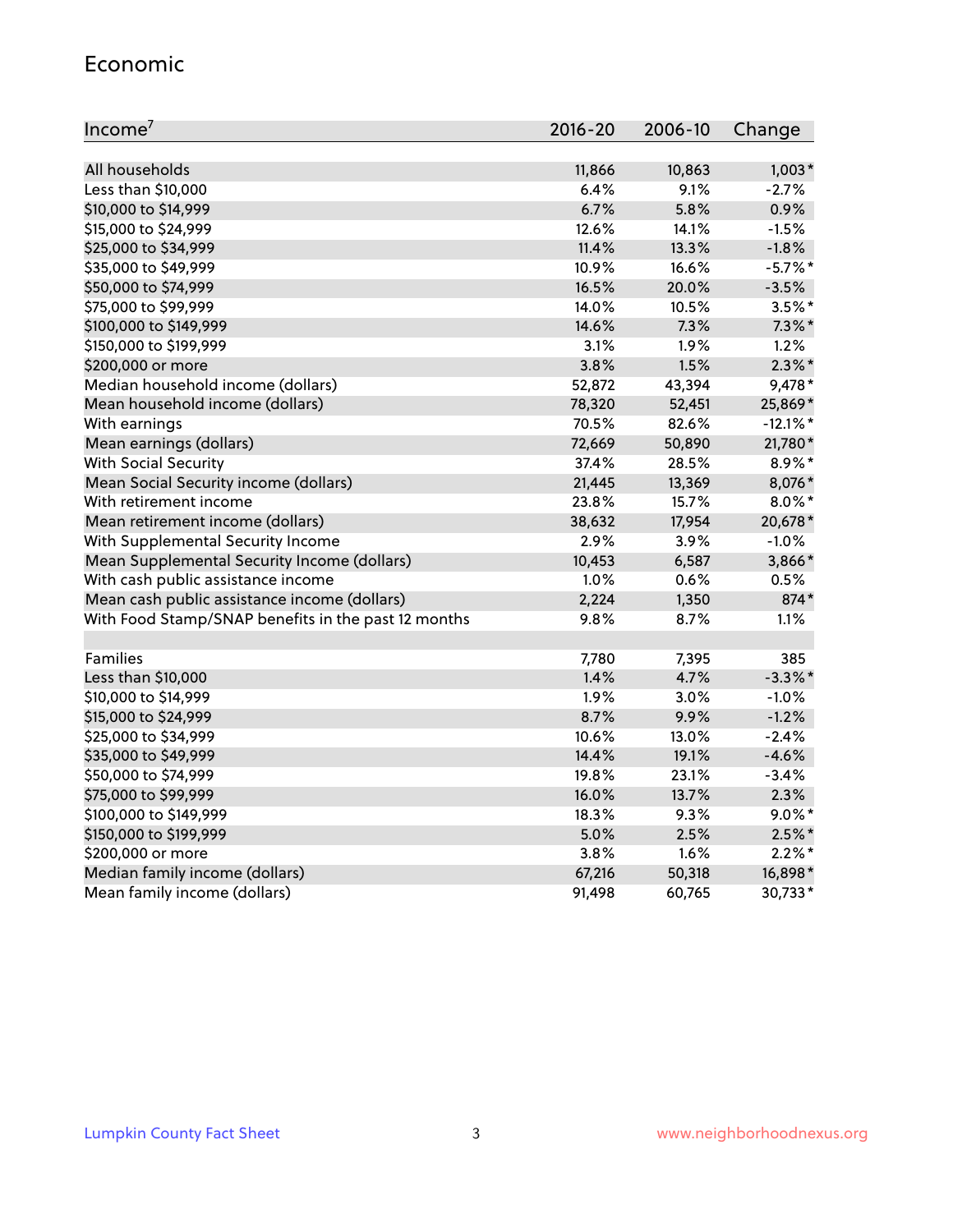## Economic

| Income[7] | 2016-20 | 2006-10 | Change |
|---|---|---|---|
| All households | 11,866 | 10,863 | 1,003* |
| Less than $10,000 | 6.4% | 9.1% | -2.7% |
| $10,000 to $14,999 | 6.7% | 5.8% | 0.9% |
| $15,000 to $24,999 | 12.6% | 14.1% | -1.5% |
| $25,000 to $34,999 | 11.4% | 13.3% | -1.8% |
| $35,000 to $49,999 | 10.9% | 16.6% | -5.7%* |
| $50,000 to $74,999 | 16.5% | 20.0% | -3.5% |
| $75,000 to $99,999 | 14.0% | 10.5% | 3.5%* |
| $100,000 to $149,999 | 14.6% | 7.3% | 7.3%* |
| $150,000 to $199,999 | 3.1% | 1.9% | 1.2% |
| $200,000 or more | 3.8% | 1.5% | 2.3%* |
| Median household income (dollars) | 52,872 | 43,394 | 9,478* |
| Mean household income (dollars) | 78,320 | 52,451 | 25,869* |
| With earnings | 70.5% | 82.6% | -12.1%* |
| Mean earnings (dollars) | 72,669 | 50,890 | 21,780* |
| With Social Security | 37.4% | 28.5% | 8.9%* |
| Mean Social Security income (dollars) | 21,445 | 13,369 | 8,076* |
| With retirement income | 23.8% | 15.7% | 8.0%* |
| Mean retirement income (dollars) | 38,632 | 17,954 | 20,678* |
| With Supplemental Security Income | 2.9% | 3.9% | -1.0% |
| Mean Supplemental Security Income (dollars) | 10,453 | 6,587 | 3,866* |
| With cash public assistance income | 1.0% | 0.6% | 0.5% |
| Mean cash public assistance income (dollars) | 2,224 | 1,350 | 874* |
| With Food Stamp/SNAP benefits in the past 12 months | 9.8% | 8.7% | 1.1% |
| | | | |
| Families | 7,780 | 7,395 | 385 |
| Less than $10,000 | 1.4% | 4.7% | -3.3%* |
| $10,000 to $14,999 | 1.9% | 3.0% | -1.0% |
| $15,000 to $24,999 | 8.7% | 9.9% | -1.2% |
| $25,000 to $34,999 | 10.6% | 13.0% | -2.4% |
| $35,000 to $49,999 | 14.4% | 19.1% | -4.6% |
| $50,000 to $74,999 | 19.8% | 23.1% | -3.4% |
| $75,000 to $99,999 | 16.0% | 13.7% | 2.3% |
| $100,000 to $149,999 | 18.3% | 9.3% | 9.0%* |
| $150,000 to $199,999 | 5.0% | 2.5% | 2.5%* |
| $200,000 or more | 3.8% | 1.6% | 2.2%* |
| Median family income (dollars) | 67,216 | 50,318 | 16,898* |
| Mean family income (dollars) | 91,498 | 60,765 | 30,733* |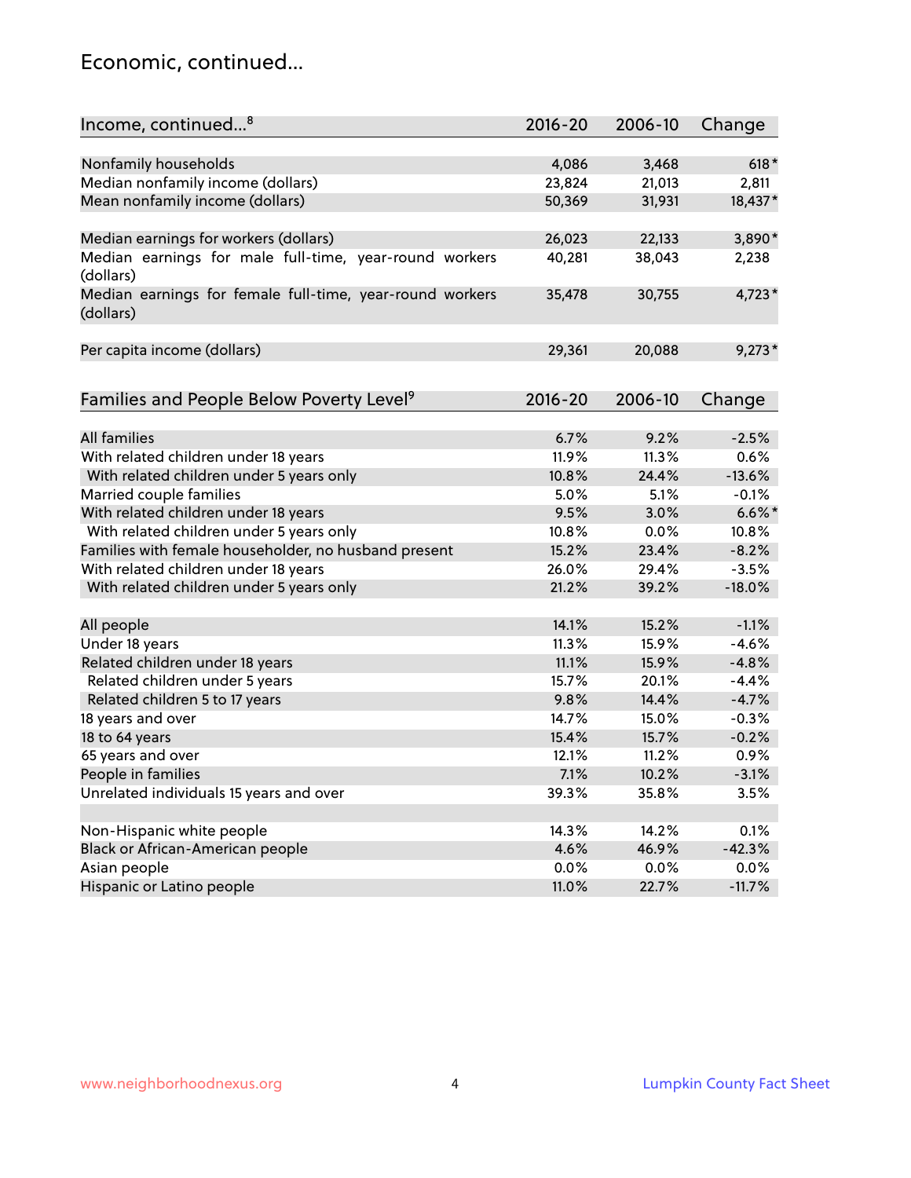# Economic, continued...

| Income, continued...[8] | 2016-20 | 2006-10 | Change |
|---|---|---|---|
| Nonfamily households | 4,086 | 3,468 | 618* |
| Median nonfamily income (dollars) | 23,824 | 21,013 | 2,811 |
| Mean nonfamily income (dollars) | 50,369 | 31,931 | 18,437* |
| Median earnings for workers (dollars) | 26,023 | 22,133 | 3,890* |
| Median earnings for male full-time, year-round workers (dollars) | 40,281 | 38,043 | 2,238 |
| Median earnings for female full-time, year-round workers (dollars) | 35,478 | 30,755 | 4,723* |
| Per capita income (dollars) | 29,361 | 20,088 | 9,273* |

| Families and People Below Poverty Level[9] | 2016-20 | 2006-10 | Change |
|---|---|---|---|
| All families | 6.7% | 9.2% | -2.5% |
| With related children under 18 years | 11.9% | 11.3% | 0.6% |
| With related children under 5 years only | 10.8% | 24.4% | -13.6% |
| Married couple families | 5.0% | 5.1% | -0.1% |
| With related children under 18 years | 9.5% | 3.0% | 6.6%* |
| With related children under 5 years only | 10.8% | 0.0% | 10.8% |
| Families with female householder, no husband present | 15.2% | 23.4% | -8.2% |
| With related children under 18 years | 26.0% | 29.4% | -3.5% |
| With related children under 5 years only | 21.2% | 39.2% | -18.0% |
| All people | 14.1% | 15.2% | -1.1% |
| Under 18 years | 11.3% | 15.9% | -4.6% |
| Related children under 18 years | 11.1% | 15.9% | -4.8% |
| Related children under 5 years | 15.7% | 20.1% | -4.4% |
| Related children 5 to 17 years | 9.8% | 14.4% | -4.7% |
| 18 years and over | 14.7% | 15.0% | -0.3% |
| 18 to 64 years | 15.4% | 15.7% | -0.2% |
| 65 years and over | 12.1% | 11.2% | 0.9% |
| People in families | 7.1% | 10.2% | -3.1% |
| Unrelated individuals 15 years and over | 39.3% | 35.8% | 3.5% |
| Non-Hispanic white people | 14.3% | 14.2% | 0.1% |
| Black or African-American people | 4.6% | 46.9% | -42.3% |
| Asian people | 0.0% | 0.0% | 0.0% |
| Hispanic or Latino people | 11.0% | 22.7% | -11.7% |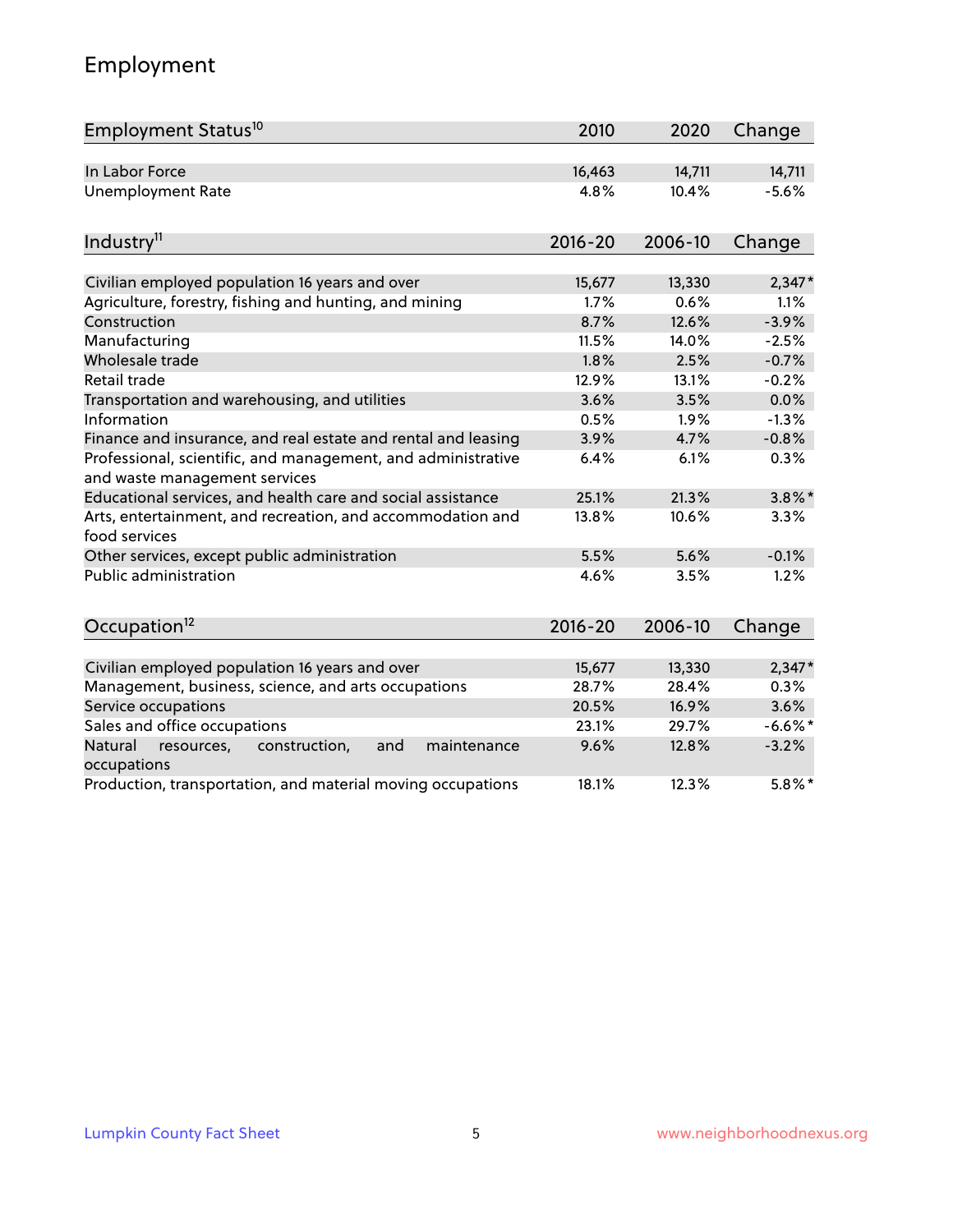## Employment

| Employment Status[10] | 2010 | 2020 | Change |
|---|---|---|---|
| In Labor Force | 16,463 | 14,711 | 14,711 |
| Unemployment Rate | 4.8% | 10.4% | -5.6% |

| Industry[11] | 2016-20 | 2006-10 | Change |
|---|---|---|---|
| Civilian employed population 16 years and over | 15,677 | 13,330 | 2,347* |
| Agriculture, forestry, fishing and hunting, and mining | 1.7% | 0.6% | 1.1% |
| Construction | 8.7% | 12.6% | -3.9% |
| Manufacturing | 11.5% | 14.0% | -2.5% |
| Wholesale trade | 1.8% | 2.5% | -0.7% |
| Retail trade | 12.9% | 13.1% | -0.2% |
| Transportation and warehousing, and utilities | 3.6% | 3.5% | 0.0% |
| Information | 0.5% | 1.9% | -1.3% |
| Finance and insurance, and real estate and rental and leasing | 3.9% | 4.7% | -0.8% |
| Professional, scientific, and management, and administrative and waste management services | 6.4% | 6.1% | 0.3% |
| Educational services, and health care and social assistance | 25.1% | 21.3% | 3.8%* |
| Arts, entertainment, and recreation, and accommodation and food services | 13.8% | 10.6% | 3.3% |
| Other services, except public administration | 5.5% | 5.6% | -0.1% |
| Public administration | 4.6% | 3.5% | 1.2% |

| Occupation[12] | 2016-20 | 2006-10 | Change |
|---|---|---|---|
| Civilian employed population 16 years and over | 15,677 | 13,330 | 2,347* |
| Management, business, science, and arts occupations | 28.7% | 28.4% | 0.3% |
| Service occupations | 20.5% | 16.9% | 3.6% |
| Sales and office occupations | 23.1% | 29.7% | -6.6%* |
| Natural resources, construction, and maintenance occupations | 9.6% | 12.8% | -3.2% |
| Production, transportation, and material moving occupations | 18.1% | 12.3% | 5.8%* |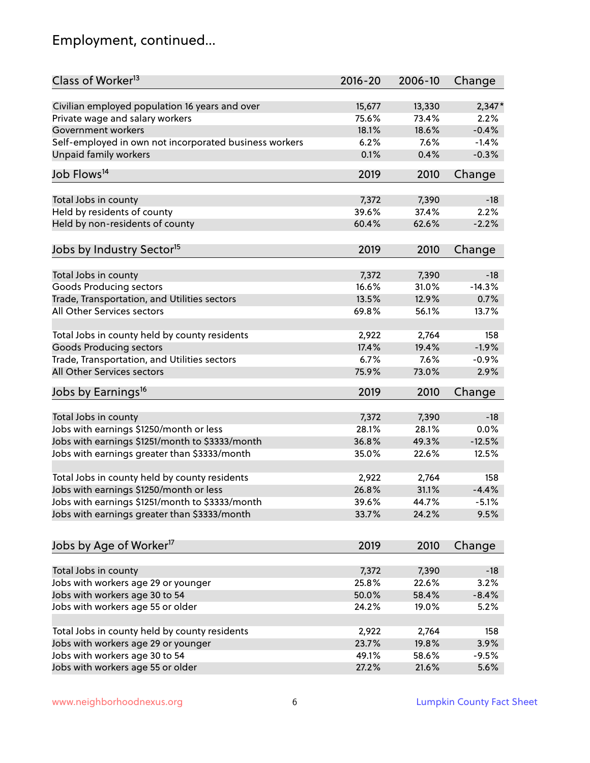## Employment, continued...

| Class of Worker[13] | 2016-20 | 2006-10 | Change |
|---|---|---|---|
| Civilian employed population 16 years and over | 15,677 | 13,330 | 2,347* |
| Private wage and salary workers | 75.6% | 73.4% | 2.2% |
| Government workers | 18.1% | 18.6% | -0.4% |
| Self-employed in own not incorporated business workers | 6.2% | 7.6% | -1.4% |
| Unpaid family workers | 0.1% | 0.4% | -0.3% |

| Job Flows[14] | 2019 | 2010 | Change |
|---|---|---|---|
| Total Jobs in county | 7,372 | 7,390 | -18 |
| Held by residents of county | 39.6% | 37.4% | 2.2% |
| Held by non-residents of county | 60.4% | 62.6% | -2.2% |

| Jobs by Industry Sector[15] | 2019 | 2010 | Change |
|---|---|---|---|
| Total Jobs in county | 7,372 | 7,390 | -18 |
| Goods Producing sectors | 16.6% | 31.0% | -14.3% |
| Trade, Transportation, and Utilities sectors | 13.5% | 12.9% | 0.7% |
| All Other Services sectors | 69.8% | 56.1% | 13.7% |
| | | | |
| Total Jobs in county held by county residents | 2,922 | 2,764 | 158 |
| Goods Producing sectors | 17.4% | 19.4% | -1.9% |
| Trade, Transportation, and Utilities sectors | 6.7% | 7.6% | -0.9% |
| All Other Services sectors | 75.9% | 73.0% | 2.9% |

| Jobs by Earnings[16] | 2019 | 2010 | Change |
|---|---|---|---|
| Total Jobs in county | 7,372 | 7,390 | -18 |
| Jobs with earnings $1250/month or less | 28.1% | 28.1% | 0.0% |
| Jobs with earnings $1251/month to $3333/month | 36.8% | 49.3% | -12.5% |
| Jobs with earnings greater than $3333/month | 35.0% | 22.6% | 12.5% |
| | | | |
| Total Jobs in county held by county residents | 2,922 | 2,764 | 158 |
| Jobs with earnings $1250/month or less | 26.8% | 31.1% | -4.4% |
| Jobs with earnings $1251/month to $3333/month | 39.6% | 44.7% | -5.1% |
| Jobs with earnings greater than $3333/month | 33.7% | 24.2% | 9.5% |

| Jobs by Age of Worker[17] | 2019 | 2010 | Change |
|---|---|---|---|
| Total Jobs in county | 7,372 | 7,390 | -18 |
| Jobs with workers age 29 or younger | 25.8% | 22.6% | 3.2% |
| Jobs with workers age 30 to 54 | 50.0% | 58.4% | -8.4% |
| Jobs with workers age 55 or older | 24.2% | 19.0% | 5.2% |
| | | | |
| Total Jobs in county held by county residents | 2,922 | 2,764 | 158 |
| Jobs with workers age 29 or younger | 23.7% | 19.8% | 3.9% |
| Jobs with workers age 30 to 54 | 49.1% | 58.6% | -9.5% |
| Jobs with workers age 55 or older | 27.2% | 21.6% | 5.6% |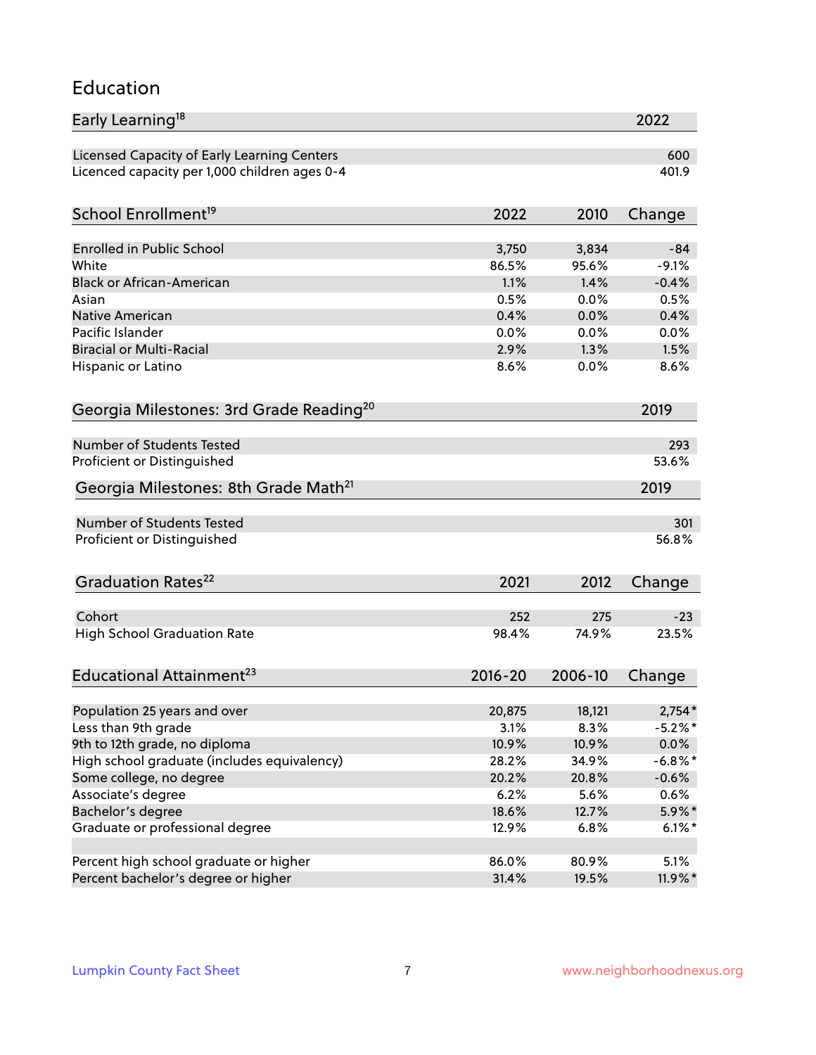# Education

| Early Learning[18] | 2022 |
|---|---|
| Licensed Capacity of Early Learning Centers | 600 |
| Licenced capacity per 1,000 children ages 0-4 | 401.9 |

| School Enrollment[19] | 2022 | 2010 | Change |
|---|---|---|---|
| Enrolled in Public School | 3,750 | 3,834 | -84 |
| White | 86.5% | 95.6% | -9.1% |
| Black or African-American | 1.1% | 1.4% | -0.4% |
| Asian | 0.5% | 0.0% | 0.5% |
| Native American | 0.4% | 0.0% | 0.4% |
| Pacific Islander | 0.0% | 0.0% | 0.0% |
| Biracial or Multi-Racial | 2.9% | 1.3% | 1.5% |
| Hispanic or Latino | 8.6% | 0.0% | 8.6% |

| Georgia Milestones: 3rd Grade Reading[20] | 2019 |
|---|---|
| Number of Students Tested | 293 |
| Proficient or Distinguished | 53.6% |

| Georgia Milestones: 8th Grade Math[21] | 2019 |
|---|---|
| Number of Students Tested | 301 |
| Proficient or Distinguished | 56.8% |

| Graduation Rates[22] | 2021 | 2012 | Change |
|---|---|---|---|
| Cohort | 252 | 275 | -23 |
| High School Graduation Rate | 98.4% | 74.9% | 23.5% |

| Educational Attainment[23] | 2016-20 | 2006-10 | Change |
|---|---|---|---|
| Population 25 years and over | 20,875 | 18,121 | 2,754* |
| Less than 9th grade | 3.1% | 8.3% | -5.2%* |
| 9th to 12th grade, no diploma | 10.9% | 10.9% | 0.0% |
| High school graduate (includes equivalency) | 28.2% | 34.9% | -6.8%* |
| Some college, no degree | 20.2% | 20.8% | -0.6% |
| Associate's degree | 6.2% | 5.6% | 0.6% |
| Bachelor's degree | 18.6% | 12.7% | 5.9%* |
| Graduate or professional degree | 12.9% | 6.8% | 6.1%* |
| | | | |
| Percent high school graduate or higher | 86.0% | 80.9% | 5.1% |
| Percent bachelor's degree or higher | 31.4% | 19.5% | 11.9%* |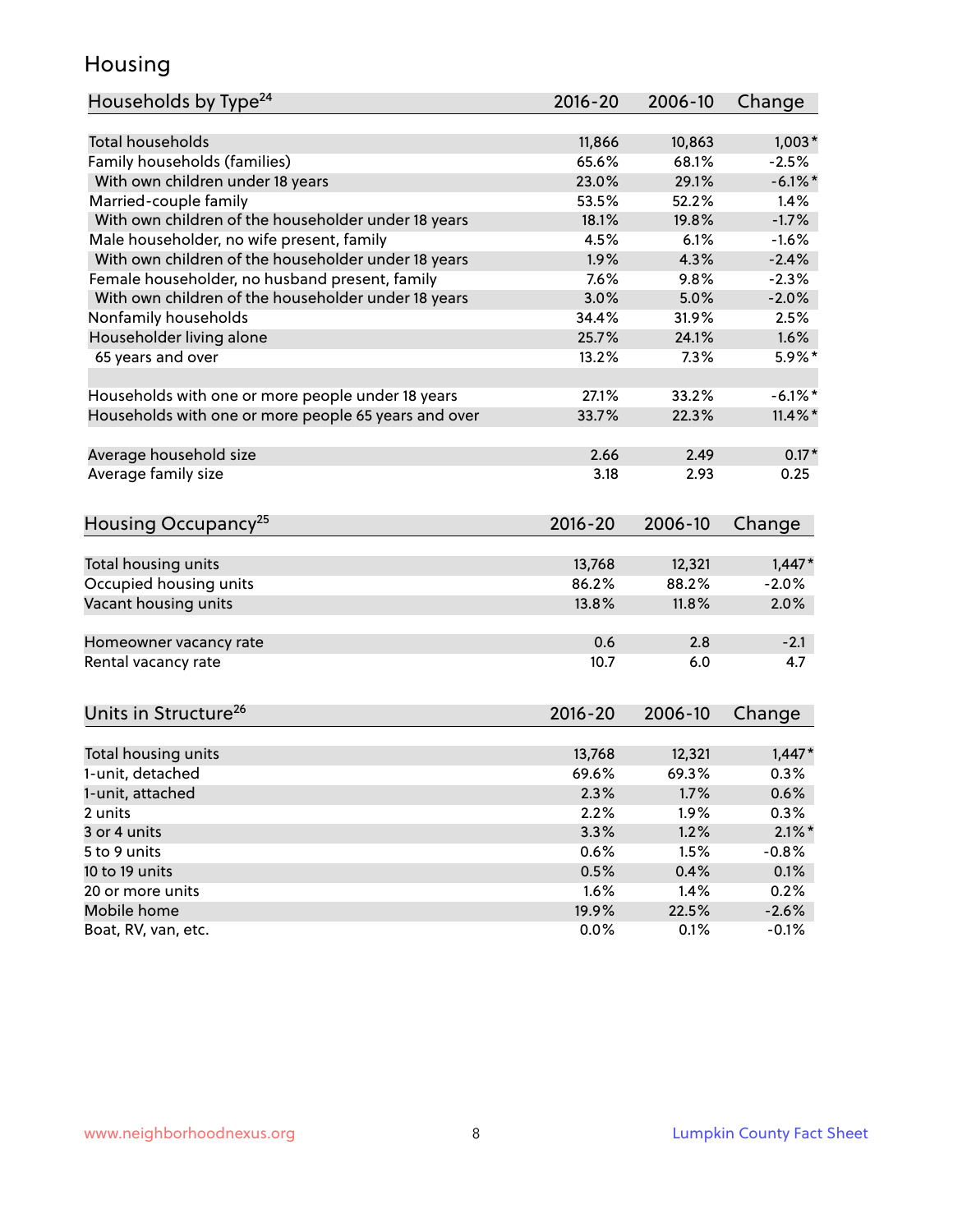## Housing

| Households by Type[24] | 2016-20 | 2006-10 | Change |
|---|---|---|---|
| Total households | 11,866 | 10,863 | 1,003* |
| Family households (families) | 65.6% | 68.1% | -2.5% |
| With own children under 18 years | 23.0% | 29.1% | -6.1%* |
| Married-couple family | 53.5% | 52.2% | 1.4% |
| With own children of the householder under 18 years | 18.1% | 19.8% | -1.7% |
| Male householder, no wife present, family | 4.5% | 6.1% | -1.6% |
| With own children of the householder under 18 years | 1.9% | 4.3% | -2.4% |
| Female householder, no husband present, family | 7.6% | 9.8% | -2.3% |
| With own children of the householder under 18 years | 3.0% | 5.0% | -2.0% |
| Nonfamily households | 34.4% | 31.9% | 2.5% |
| Householder living alone | 25.7% | 24.1% | 1.6% |
| 65 years and over | 13.2% | 7.3% | 5.9%* |
| | | | |
| Households with one or more people under 18 years | 27.1% | 33.2% | -6.1%* |
| Households with one or more people 65 years and over | 33.7% | 22.3% | 11.4%* |
| | | | |
| Average household size | 2.66 | 2.49 | 0.17* |
| Average family size | 3.18 | 2.93 | 0.25 |

| Housing Occupancy[25] | 2016-20 | 2006-10 | Change |
|---|---|---|---|
| Total housing units | 13,768 | 12,321 | 1,447* |
| Occupied housing units | 86.2% | 88.2% | -2.0% |
| Vacant housing units | 13.8% | 11.8% | 2.0% |
| | | | |
| Homeowner vacancy rate | 0.6 | 2.8 | -2.1 |
| Rental vacancy rate | 10.7 | 6.0 | 4.7 |

| Units in Structure[26] | 2016-20 | 2006-10 | Change |
|---|---|---|---|
| Total housing units | 13,768 | 12,321 | 1,447* |
| 1-unit, detached | 69.6% | 69.3% | 0.3% |
| 1-unit, attached | 2.3% | 1.7% | 0.6% |
| 2 units | 2.2% | 1.9% | 0.3% |
| 3 or 4 units | 3.3% | 1.2% | 2.1%* |
| 5 to 9 units | 0.6% | 1.5% | -0.8% |
| 10 to 19 units | 0.5% | 0.4% | 0.1% |
| 20 or more units | 1.6% | 1.4% | 0.2% |
| Mobile home | 19.9% | 22.5% | -2.6% |
| Boat, RV, van, etc. | 0.0% | 0.1% | -0.1% |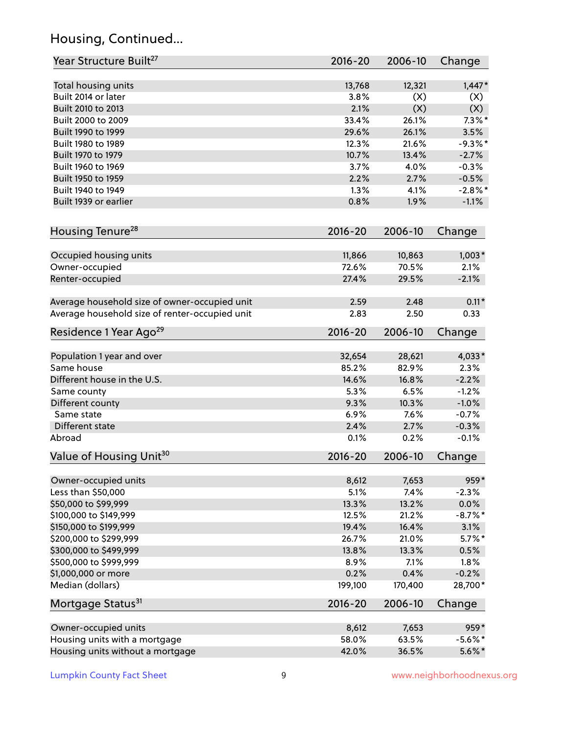## Housing, Continued...

| Year Structure Built[27] | 2016-20 | 2006-10 | Change |
|---|---|---|---|
| Total housing units | 13,768 | 12,321 | 1,447* |
| Built 2014 or later | 3.8% | (X) | (X) |
| Built 2010 to 2013 | 2.1% | (X) | (X) |
| Built 2000 to 2009 | 33.4% | 26.1% | 7.3%* |
| Built 1990 to 1999 | 29.6% | 26.1% | 3.5% |
| Built 1980 to 1989 | 12.3% | 21.6% | -9.3%* |
| Built 1970 to 1979 | 10.7% | 13.4% | -2.7% |
| Built 1960 to 1969 | 3.7% | 4.0% | -0.3% |
| Built 1950 to 1959 | 2.2% | 2.7% | -0.5% |
| Built 1940 to 1949 | 1.3% | 4.1% | -2.8%* |
| Built 1939 or earlier | 0.8% | 1.9% | -1.1% |

| Housing Tenure[28] | 2016-20 | 2006-10 | Change |
|---|---|---|---|
| Occupied housing units | 11,866 | 10,863 | 1,003* |
| Owner-occupied | 72.6% | 70.5% | 2.1% |
| Renter-occupied | 27.4% | 29.5% | -2.1% |
| Average household size of owner-occupied unit | 2.59 | 2.48 | 0.11* |
| Average household size of renter-occupied unit | 2.83 | 2.50 | 0.33 |

| Residence 1 Year Ago[29] | 2016-20 | 2006-10 | Change |
|---|---|---|---|
| Population 1 year and over | 32,654 | 28,621 | 4,033* |
| Same house | 85.2% | 82.9% | 2.3% |
| Different house in the U.S. | 14.6% | 16.8% | -2.2% |
| Same county | 5.3% | 6.5% | -1.2% |
| Different county | 9.3% | 10.3% | -1.0% |
| Same state | 6.9% | 7.6% | -0.7% |
| Different state | 2.4% | 2.7% | -0.3% |
| Abroad | 0.1% | 0.2% | -0.1% |

| Value of Housing Unit[30] | 2016-20 | 2006-10 | Change |
|---|---|---|---|
| Owner-occupied units | 8,612 | 7,653 | 959* |
| Less than $50,000 | 5.1% | 7.4% | -2.3% |
| $50,000 to $99,999 | 13.3% | 13.2% | 0.0% |
| $100,000 to $149,999 | 12.5% | 21.2% | -8.7%* |
| $150,000 to $199,999 | 19.4% | 16.4% | 3.1% |
| $200,000 to $299,999 | 26.7% | 21.0% | 5.7%* |
| $300,000 to $499,999 | 13.8% | 13.3% | 0.5% |
| $500,000 to $999,999 | 8.9% | 7.1% | 1.8% |
| $1,000,000 or more | 0.2% | 0.4% | -0.2% |
| Median (dollars) | 199,100 | 170,400 | 28,700* |

| Mortgage Status[31] | 2016-20 | 2006-10 | Change |
|---|---|---|---|
| Owner-occupied units | 8,612 | 7,653 | 959* |
| Housing units with a mortgage | 58.0% | 63.5% | -5.6%* |
| Housing units without a mortgage | 42.0% | 36.5% | 5.6%* |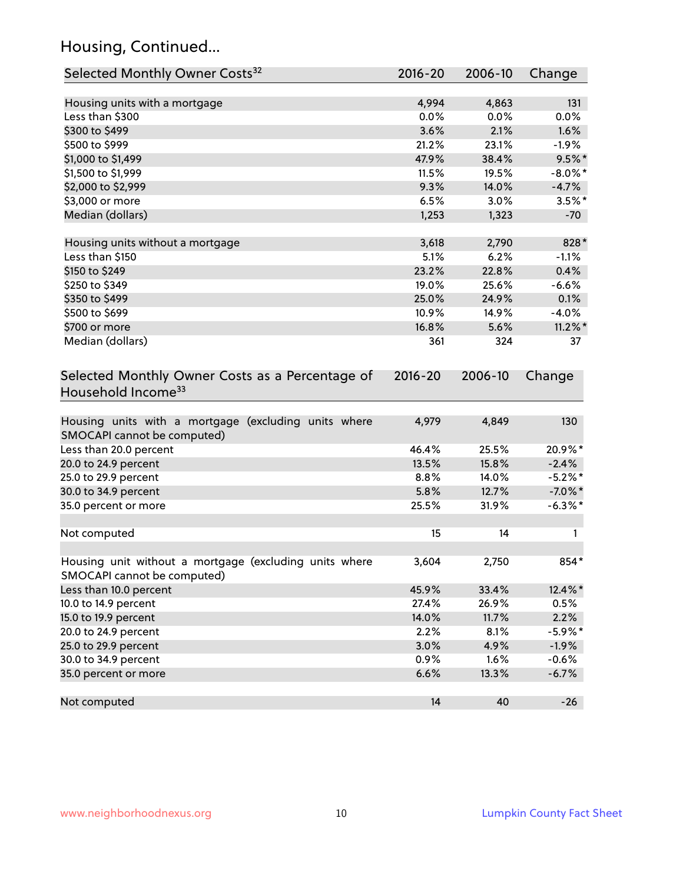## Housing, Continued...

| Selected Monthly Owner Costs[32] | 2016-20 | 2006-10 | Change |
|---|---|---|---|
| Housing units with a mortgage | 4,994 | 4,863 | 131 |
| Less than $300 | 0.0% | 0.0% | 0.0% |
| $300 to $499 | 3.6% | 2.1% | 1.6% |
| $500 to $999 | 21.2% | 23.1% | -1.9% |
| $1,000 to $1,499 | 47.9% | 38.4% | 9.5%* |
| $1,500 to $1,999 | 11.5% | 19.5% | -8.0%* |
| $2,000 to $2,999 | 9.3% | 14.0% | -4.7% |
| $3,000 or more | 6.5% | 3.0% | 3.5%* |
| Median (dollars) | 1,253 | 1,323 | -70 |
| | | | |
| Housing units without a mortgage | 3,618 | 2,790 | 828* |
| Less than $150 | 5.1% | 6.2% | -1.1% |
| $150 to $249 | 23.2% | 22.8% | 0.4% |
| $250 to $349 | 19.0% | 25.6% | -6.6% |
| $350 to $499 | 25.0% | 24.9% | 0.1% |
| $500 to $699 | 10.9% | 14.9% | -4.0% |
| $700 or more | 16.8% | 5.6% | 11.2%* |
| Median (dollars) | 361 | 324 | 37 |

| Selected Monthly Owner Costs as a Percentage of Household Income[33] | 2016-20 | 2006-10 | Change |
|---|---|---|---|
| Housing units with a mortgage (excluding units where SMOCAPI cannot be computed) | 4,979 | 4,849 | 130 |
| Less than 20.0 percent | 46.4% | 25.5% | 20.9%* |
| 20.0 to 24.9 percent | 13.5% | 15.8% | -2.4% |
| 25.0 to 29.9 percent | 8.8% | 14.0% | -5.2%* |
| 30.0 to 34.9 percent | 5.8% | 12.7% | -7.0%* |
| 35.0 percent or more | 25.5% | 31.9% | -6.3%* |
| | | | |
| Not computed | 15 | 14 | 1 |
| | | | |
| Housing unit without a mortgage (excluding units where SMOCAPI cannot be computed) | 3,604 | 2,750 | 854* |
| Less than 10.0 percent | 45.9% | 33.4% | 12.4%* |
| 10.0 to 14.9 percent | 27.4% | 26.9% | 0.5% |
| 15.0 to 19.9 percent | 14.0% | 11.7% | 2.2% |
| 20.0 to 24.9 percent | 2.2% | 8.1% | -5.9%* |
| 25.0 to 29.9 percent | 3.0% | 4.9% | -1.9% |
| 30.0 to 34.9 percent | 0.9% | 1.6% | -0.6% |
| 35.0 percent or more | 6.6% | 13.3% | -6.7% |
| | | | |
| Not computed | 14 | 40 | -26 |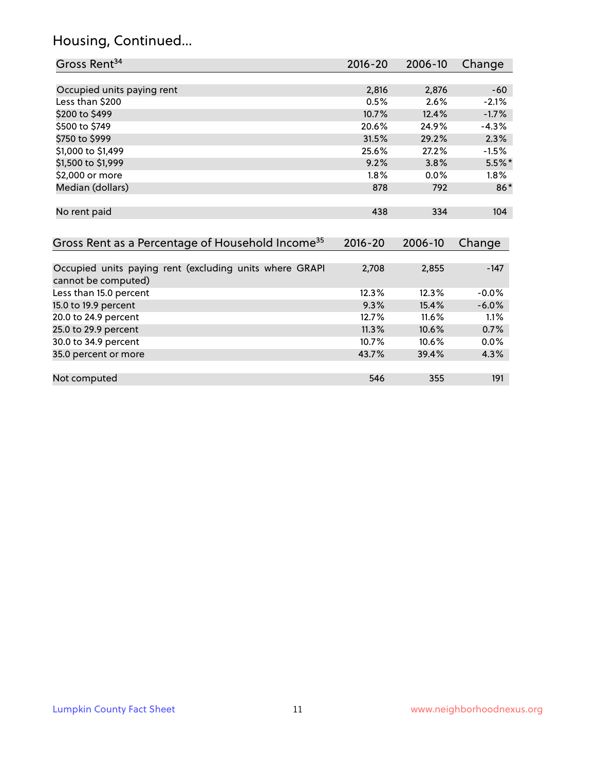## Housing, Continued...

| Gross Rent[34] | 2016-20 | 2006-10 | Change |
|---|---|---|---|
| Occupied units paying rent | 2,816 | 2,876 | -60 |
| Less than $200 | 0.5% | 2.6% | -2.1% |
| $200 to $499 | 10.7% | 12.4% | -1.7% |
| $500 to $749 | 20.6% | 24.9% | -4.3% |
| $750 to $999 | 31.5% | 29.2% | 2.3% |
| $1,000 to $1,499 | 25.6% | 27.2% | -1.5% |
| $1,500 to $1,999 | 9.2% | 3.8% | 5.5%* |
| $2,000 or more | 1.8% | 0.0% | 1.8% |
| Median (dollars) | 878 | 792 | 86* |
| No rent paid | 438 | 334 | 104 |

| Gross Rent as a Percentage of Household Income[35] | 2016-20 | 2006-10 | Change |
|---|---|---|---|
| Occupied units paying rent (excluding units where GRAPI cannot be computed) | 2,708 | 2,855 | -147 |
| Less than 15.0 percent | 12.3% | 12.3% | -0.0% |
| 15.0 to 19.9 percent | 9.3% | 15.4% | -6.0% |
| 20.0 to 24.9 percent | 12.7% | 11.6% | 1.1% |
| 25.0 to 29.9 percent | 11.3% | 10.6% | 0.7% |
| 30.0 to 34.9 percent | 10.7% | 10.6% | 0.0% |
| 35.0 percent or more | 43.7% | 39.4% | 4.3% |
| Not computed | 546 | 355 | 191 |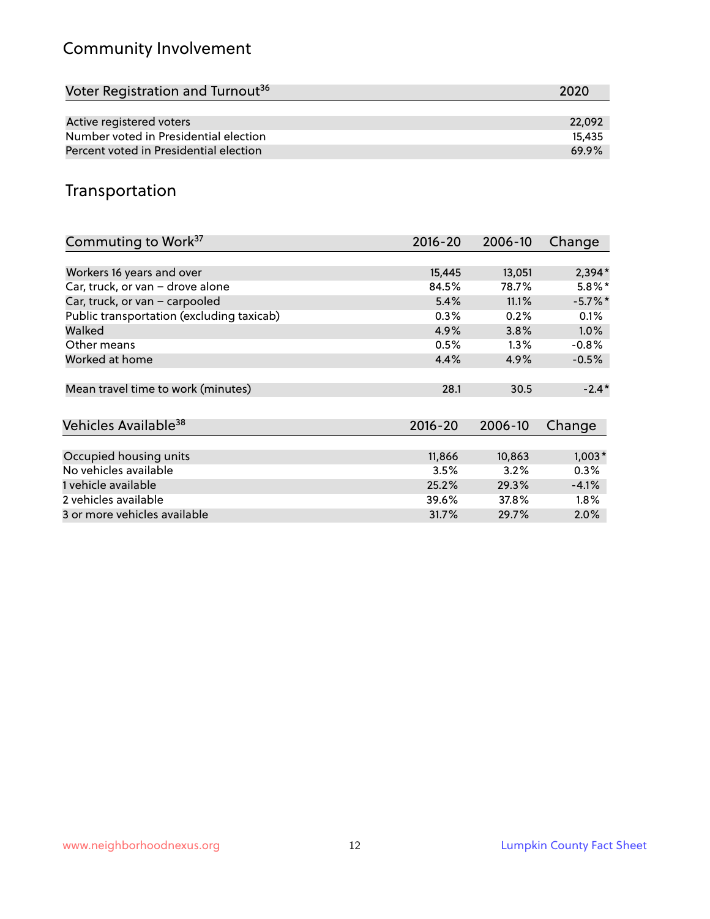## Community Involvement

| Voter Registration and Turnout[36] | 2020 |
|---|---|
| Active registered voters | 22,092 |
| Number voted in Presidential election | 15,435 |
| Percent voted in Presidential election | 69.9% |

## Transportation

| Commuting to Work[37] | 2016-20 | 2006-10 | Change |
|---|---|---|---|
| Workers 16 years and over | 15,445 | 13,051 | 2,394* |
| Car, truck, or van – drove alone | 84.5% | 78.7% | 5.8%* |
| Car, truck, or van – carpooled | 5.4% | 11.1% | -5.7%* |
| Public transportation (excluding taxicab) | 0.3% | 0.2% | 0.1% |
| Walked | 4.9% | 3.8% | 1.0% |
| Other means | 0.5% | 1.3% | -0.8% |
| Worked at home | 4.4% | 4.9% | -0.5% |
| Mean travel time to work (minutes) | 28.1 | 30.5 | -2.4* |

| Vehicles Available[38] | 2016-20 | 2006-10 | Change |
|---|---|---|---|
| Occupied housing units | 11,866 | 10,863 | 1,003* |
| No vehicles available | 3.5% | 3.2% | 0.3% |
| 1 vehicle available | 25.2% | 29.3% | -4.1% |
| 2 vehicles available | 39.6% | 37.8% | 1.8% |
| 3 or more vehicles available | 31.7% | 29.7% | 2.0% |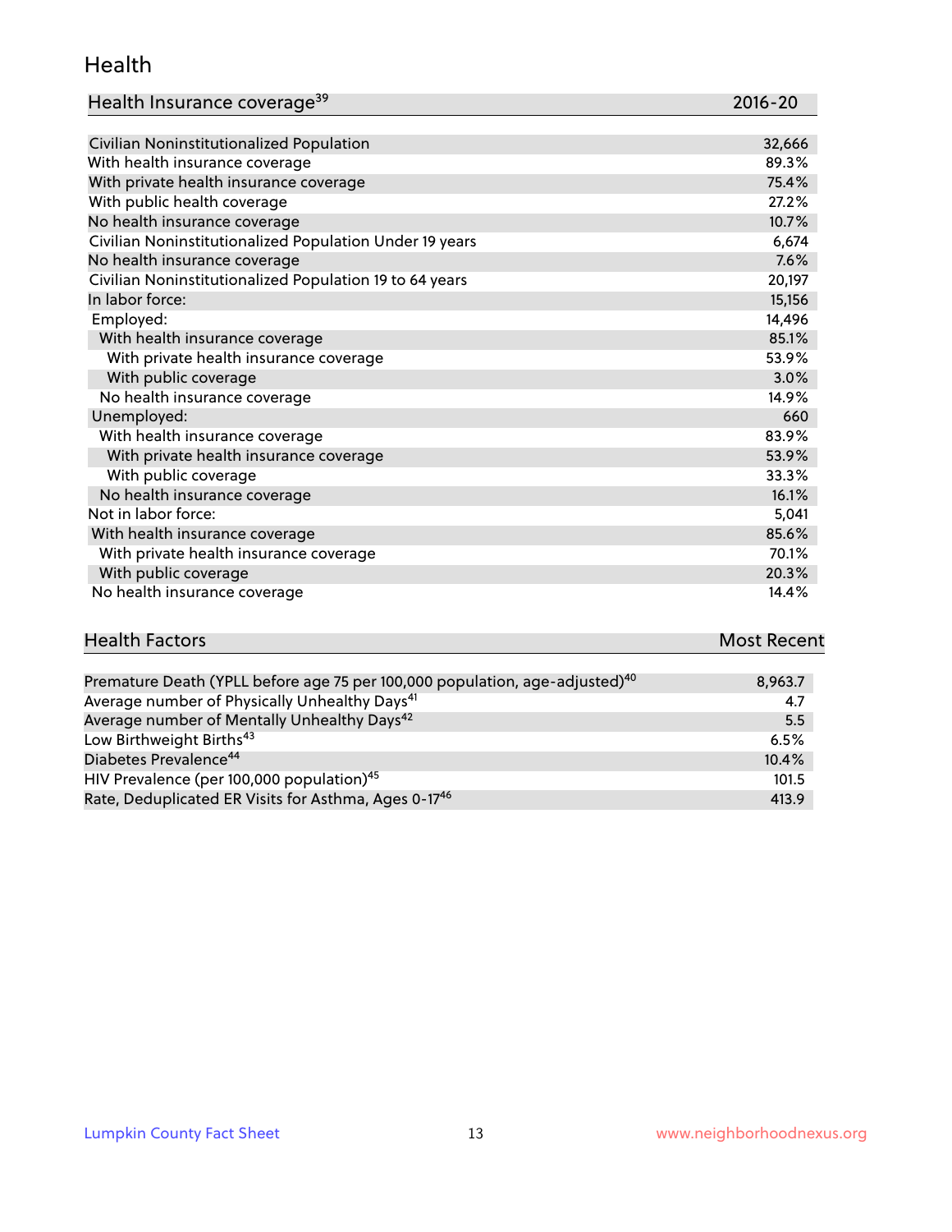## Health

| Health Insurance coverage[39] | 2016-20 |
| --- | --- |
| Civilian Noninstitutionalized Population | 32,666 |
| With health insurance coverage | 89.3% |
| With private health insurance coverage | 75.4% |
| With public health coverage | 27.2% |
| No health insurance coverage | 10.7% |
| Civilian Noninstitutionalized Population Under 19 years | 6,674 |
| No health insurance coverage | 7.6% |
| Civilian Noninstitutionalized Population 19 to 64 years | 20,197 |
| In labor force: | 15,156 |
| Employed: | 14,496 |
| With health insurance coverage | 85.1% |
| With private health insurance coverage | 53.9% |
| With public coverage | 3.0% |
| No health insurance coverage | 14.9% |
| Unemployed: | 660 |
| With health insurance coverage | 83.9% |
| With private health insurance coverage | 53.9% |
| With public coverage | 33.3% |
| No health insurance coverage | 16.1% |
| Not in labor force: | 5,041 |
| With health insurance coverage | 85.6% |
| With private health insurance coverage | 70.1% |
| With public coverage | 20.3% |
| No health insurance coverage | 14.4% |

| Health Factors | Most Recent |
| --- | --- |
| Premature Death (YPLL before age 75 per 100,000 population, age-adjusted)[40] | 8,963.7 |
| Average number of Physically Unhealthy Days[41] | 4.7 |
| Average number of Mentally Unhealthy Days[42] | 5.5 |
| Low Birthweight Births[43] | 6.5% |
| Diabetes Prevalence[44] | 10.4% |
| HIV Prevalence (per 100,000 population)[45] | 101.5 |
| Rate, Deduplicated ER Visits for Asthma, Ages 0-17[46] | 413.9 |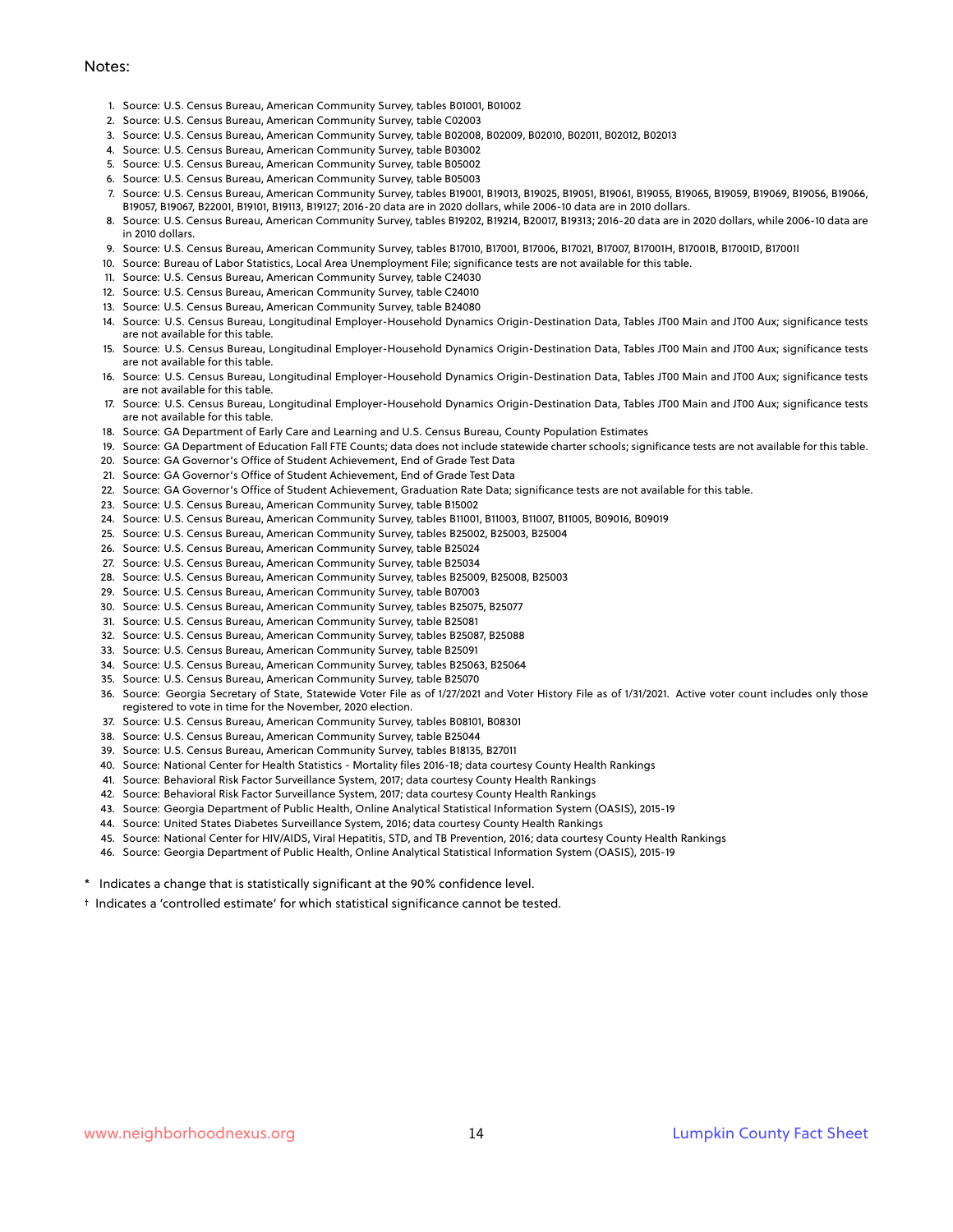Notes:

1. Source: U.S. Census Bureau, American Community Survey, tables B01001, B01002
2. Source: U.S. Census Bureau, American Community Survey, table C02003
3. Source: U.S. Census Bureau, American Community Survey, table B02008, B02009, B02010, B02011, B02012, B02013
4. Source: U.S. Census Bureau, American Community Survey, table B03002
5. Source: U.S. Census Bureau, American Community Survey, table B05002
6. Source: U.S. Census Bureau, American Community Survey, table B05003
7. Source: U.S. Census Bureau, American Community Survey, tables B19001, B19013, B19025, B19051, B19061, B19055, B19065, B19059, B19069, B19056, B19066, B19057, B19067, B22001, B19101, B19113, B19127; 2016-20 data are in 2020 dollars, while 2006-10 data are in 2010 dollars.
8. Source: U.S. Census Bureau, American Community Survey, tables B19202, B19214, B20017, B19313; 2016-20 data are in 2020 dollars, while 2006-10 data are in 2010 dollars.
9. Source: U.S. Census Bureau, American Community Survey, tables B17010, B17001, B17006, B17021, B17007, B17001H, B17001B, B17001D, B17001I
10. Source: Bureau of Labor Statistics, Local Area Unemployment File; significance tests are not available for this table.
11. Source: U.S. Census Bureau, American Community Survey, table C24030
12. Source: U.S. Census Bureau, American Community Survey, table C24010
13. Source: U.S. Census Bureau, American Community Survey, table B24080
14. Source: U.S. Census Bureau, Longitudinal Employer-Household Dynamics Origin-Destination Data, Tables JT00 Main and JT00 Aux; significance tests are not available for this table.
15. Source: U.S. Census Bureau, Longitudinal Employer-Household Dynamics Origin-Destination Data, Tables JT00 Main and JT00 Aux; significance tests are not available for this table.
16. Source: U.S. Census Bureau, Longitudinal Employer-Household Dynamics Origin-Destination Data, Tables JT00 Main and JT00 Aux; significance tests are not available for this table.
17. Source: U.S. Census Bureau, Longitudinal Employer-Household Dynamics Origin-Destination Data, Tables JT00 Main and JT00 Aux; significance tests are not available for this table.
18. Source: GA Department of Early Care and Learning and U.S. Census Bureau, County Population Estimates
19. Source: GA Department of Education Fall FTE Counts; data does not include statewide charter schools; significance tests are not available for this table.
20. Source: GA Governor's Office of Student Achievement, End of Grade Test Data
21. Source: GA Governor's Office of Student Achievement, End of Grade Test Data
22. Source: GA Governor's Office of Student Achievement, Graduation Rate Data; significance tests are not available for this table.
23. Source: U.S. Census Bureau, American Community Survey, table B15002
24. Source: U.S. Census Bureau, American Community Survey, tables B11001, B11003, B11007, B11005, B09016, B09019
25. Source: U.S. Census Bureau, American Community Survey, tables B25002, B25003, B25004
26. Source: U.S. Census Bureau, American Community Survey, table B25024
27. Source: U.S. Census Bureau, American Community Survey, table B25034
28. Source: U.S. Census Bureau, American Community Survey, tables B25009, B25008, B25003
29. Source: U.S. Census Bureau, American Community Survey, table B07003
30. Source: U.S. Census Bureau, American Community Survey, tables B25075, B25077
31. Source: U.S. Census Bureau, American Community Survey, table B25081
32. Source: U.S. Census Bureau, American Community Survey, tables B25087, B25088
33. Source: U.S. Census Bureau, American Community Survey, table B25091
34. Source: U.S. Census Bureau, American Community Survey, tables B25063, B25064
35. Source: U.S. Census Bureau, American Community Survey, table B25070
36. Source: Georgia Secretary of State, Statewide Voter File as of 1/27/2021 and Voter History File as of 1/31/2021. Active voter count includes only those registered to vote in time for the November, 2020 election.
37. Source: U.S. Census Bureau, American Community Survey, tables B08101, B08301
38. Source: U.S. Census Bureau, American Community Survey, table B25044
39. Source: U.S. Census Bureau, American Community Survey, tables B18135, B27011
40. Source: National Center for Health Statistics - Mortality files 2016-18; data courtesy County Health Rankings
41. Source: Behavioral Risk Factor Surveillance System, 2017; data courtesy County Health Rankings
42. Source: Behavioral Risk Factor Surveillance System, 2017; data courtesy County Health Rankings
43. Source: Georgia Department of Public Health, Online Analytical Statistical Information System (OASIS), 2015-19
44. Source: United States Diabetes Surveillance System, 2016; data courtesy County Health Rankings
45. Source: National Center for HIV/AIDS, Viral Hepatitis, STD, and TB Prevention, 2016; data courtesy County Health Rankings
46. Source: Georgia Department of Public Health, Online Analytical Statistical Information System (OASIS), 2015-19

\* Indicates a change that is statistically significant at the 90% confidence level.

† Indicates a 'controlled estimate' for which statistical significance cannot be tested.